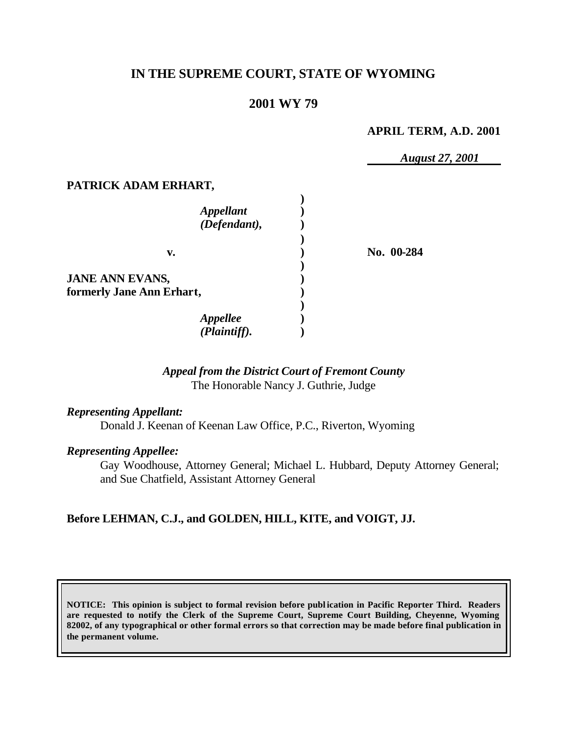# IN THE SUPREME COURT, STATE OF WYOMING

## 2001 WY 79

**APRIL TERM, A.D. 2001**

*August 27, 2001*

**PATRICK ADAM ERHART,**

*Appellant*
*(Defendant),*

**v.** **No. 00-284**

**JANE ANN EVANS,**
**formerly Jane Ann Erhart,**

*Appellee*
*(Plaintiff).*

*Appeal from the District Court of Fremont County*
The Honorable Nancy J. Guthrie, Judge

*Representing Appellant:*

Donald J. Keenan of Keenan Law Office, P.C., Riverton, Wyoming

*Representing Appellee:*

Gay Woodhouse, Attorney General; Michael L. Hubbard, Deputy Attorney General; and Sue Chatfield, Assistant Attorney General

**Before LEHMAN, C.J., and GOLDEN, HILL, KITE, and VOIGT, JJ.**

**NOTICE: This opinion is subject to formal revision before publication in Pacific Reporter Third. Readers are requested to notify the Clerk of the Supreme Court, Supreme Court Building, Cheyenne, Wyoming 82002, of any typographical or other formal errors so that correction may be made before final publication in the permanent volume.**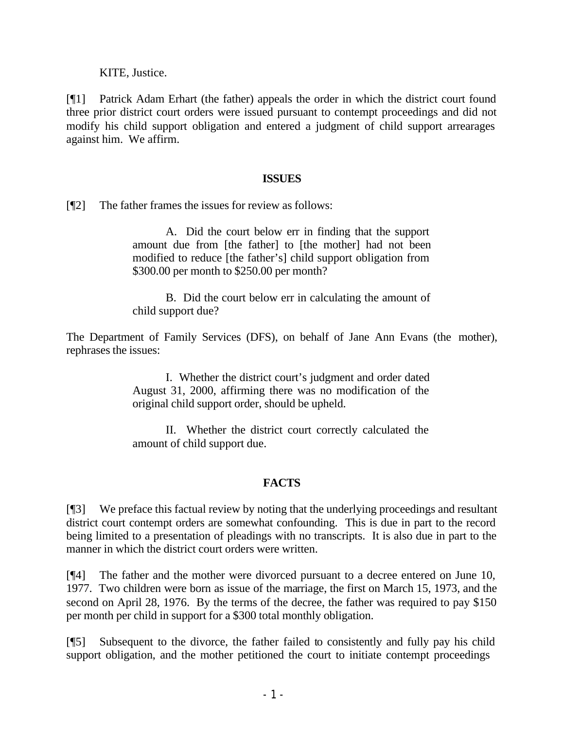KITE, Justice.

[¶1] Patrick Adam Erhart (the father) appeals the order in which the district court found three prior district court orders were issued pursuant to contempt proceedings and did not modify his child support obligation and entered a judgment of child support arrearages against him. We affirm.

## ISSUES

[¶2] The father frames the issues for review as follows:

> A. Did the court below err in finding that the support amount due from [the father] to [the mother] had not been modified to reduce [the father's] child support obligation from $300.00 per month to $250.00 per month?
>
> B. Did the court below err in calculating the amount of child support due?

The Department of Family Services (DFS), on behalf of Jane Ann Evans (the mother), rephrases the issues:

> I. Whether the district court's judgment and order dated August 31, 2000, affirming there was no modification of the original child support order, should be upheld.
>
> II. Whether the district court correctly calculated the amount of child support due.

## FACTS

[¶3] We preface this factual review by noting that the underlying proceedings and resultant district court contempt orders are somewhat confounding. This is due in part to the record being limited to a presentation of pleadings with no transcripts. It is also due in part to the manner in which the district court orders were written.

[¶4] The father and the mother were divorced pursuant to a decree entered on June 10, 1977. Two children were born as issue of the marriage, the first on March 15, 1973, and the second on April 28, 1976. By the terms of the decree, the father was required to pay $150 per month per child in support for a $300 total monthly obligation.

[¶5] Subsequent to the divorce, the father failed to consistently and fully pay his child support obligation, and the mother petitioned the court to initiate contempt proceedings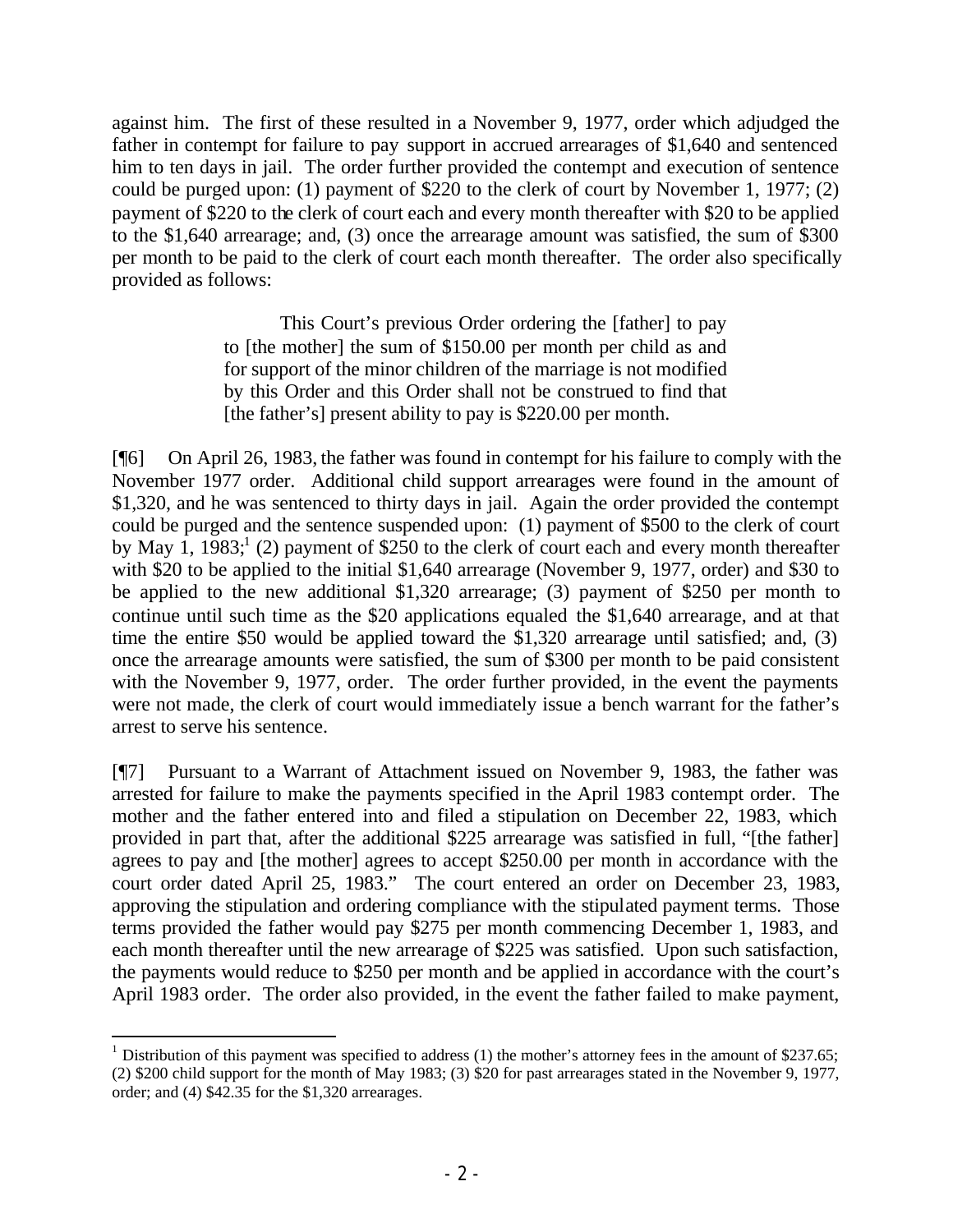against him. The first of these resulted in a November 9, 1977, order which adjudged the father in contempt for failure to pay support in accrued arrearages of $1,640 and sentenced him to ten days in jail. The order further provided the contempt and execution of sentence could be purged upon: (1) payment of $220 to the clerk of court by November 1, 1977; (2) payment of $220 to the clerk of court each and every month thereafter with $20 to be applied to the $1,640 arrearage; and, (3) once the arrearage amount was satisfied, the sum of $300 per month to be paid to the clerk of court each month thereafter. The order also specifically provided as follows:

> This Court's previous Order ordering the [father] to pay to [the mother] the sum of $150.00 per month per child as and for support of the minor children of the marriage is not modified by this Order and this Order shall not be construed to find that [the father's] present ability to pay is $220.00 per month.

[¶6] On April 26, 1983, the father was found in contempt for his failure to comply with the November 1977 order. Additional child support arrearages were found in the amount of $1,320, and he was sentenced to thirty days in jail. Again the order provided the contempt could be purged and the sentence suspended upon: (1) payment of $500 to the clerk of court by May 1, 1983;[1] (2) payment of $250 to the clerk of court each and every month thereafter with $20 to be applied to the initial $1,640 arrearage (November 9, 1977, order) and $30 to be applied to the new additional $1,320 arrearage; (3) payment of $250 per month to continue until such time as the $20 applications equaled the $1,640 arrearage, and at that time the entire $50 would be applied toward the $1,320 arrearage until satisfied; and, (3) once the arrearage amounts were satisfied, the sum of $300 per month to be paid consistent with the November 9, 1977, order. The order further provided, in the event the payments were not made, the clerk of court would immediately issue a bench warrant for the father's arrest to serve his sentence.

[¶7] Pursuant to a Warrant of Attachment issued on November 9, 1983, the father was arrested for failure to make the payments specified in the April 1983 contempt order. The mother and the father entered into and filed a stipulation on December 22, 1983, which provided in part that, after the additional $225 arrearage was satisfied in full, "[the father] agrees to pay and [the mother] agrees to accept $250.00 per month in accordance with the court order dated April 25, 1983." The court entered an order on December 23, 1983, approving the stipulation and ordering compliance with the stipulated payment terms. Those terms provided the father would pay $275 per month commencing December 1, 1983, and each month thereafter until the new arrearage of $225 was satisfied. Upon such satisfaction, the payments would reduce to $250 per month and be applied in accordance with the court's April 1983 order. The order also provided, in the event the father failed to make payment,

---

[1] Distribution of this payment was specified to address (1) the mother's attorney fees in the amount of $237.65; (2) $200 child support for the month of May 1983; (3) $20 for past arrearages stated in the November 9, 1977, order; and (4) $42.35 for the $1,320 arrearages.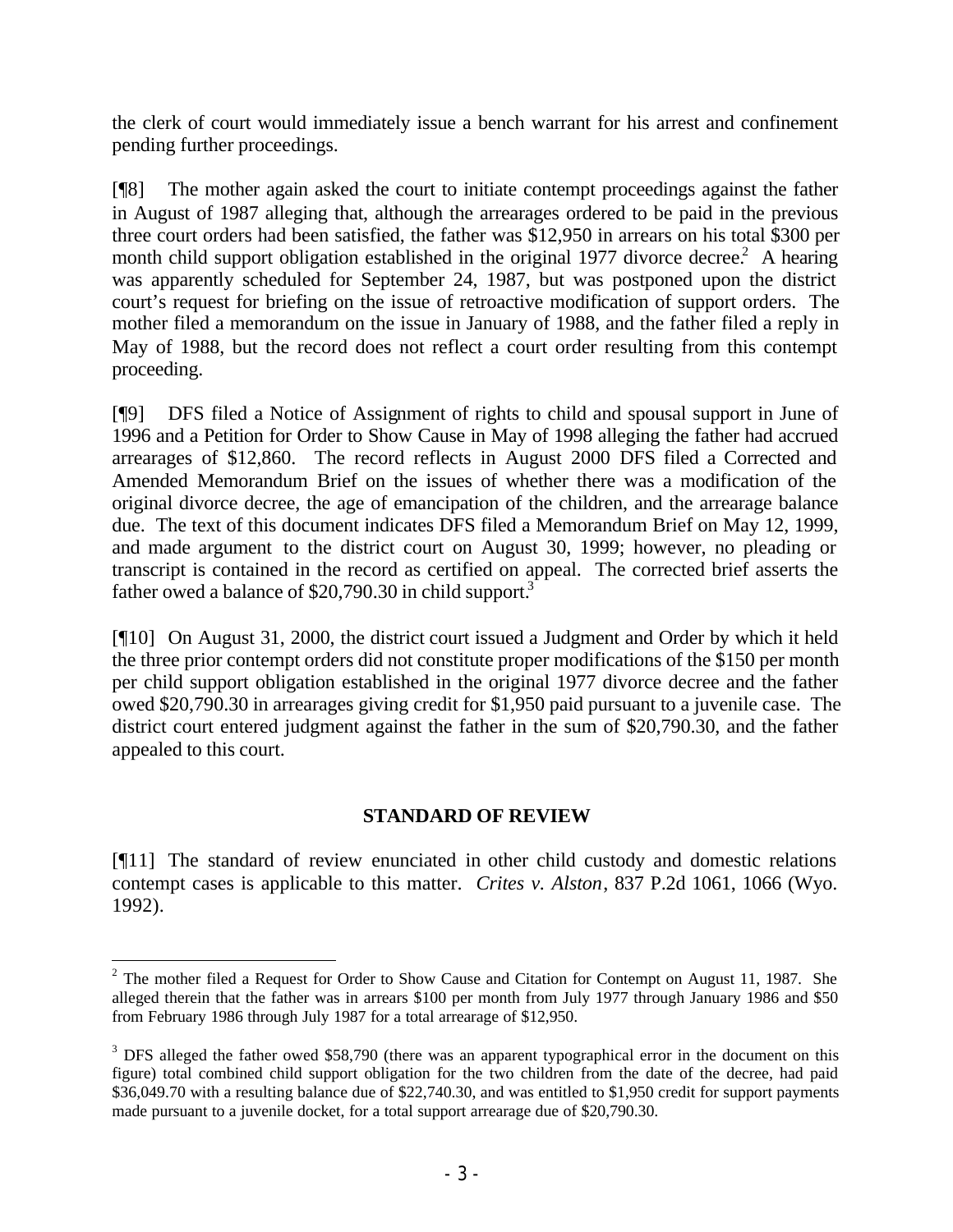the clerk of court would immediately issue a bench warrant for his arrest and confinement pending further proceedings.

[¶8] The mother again asked the court to initiate contempt proceedings against the father in August of 1987 alleging that, although the arrearages ordered to be paid in the previous three court orders had been satisfied, the father was $12,950 in arrears on his total $300 per month child support obligation established in the original 1977 divorce decree.[2] A hearing was apparently scheduled for September 24, 1987, but was postponed upon the district court's request for briefing on the issue of retroactive modification of support orders. The mother filed a memorandum on the issue in January of 1988, and the father filed a reply in May of 1988, but the record does not reflect a court order resulting from this contempt proceeding.

[¶9] DFS filed a Notice of Assignment of rights to child and spousal support in June of 1996 and a Petition for Order to Show Cause in May of 1998 alleging the father had accrued arrearages of $12,860. The record reflects in August 2000 DFS filed a Corrected and Amended Memorandum Brief on the issues of whether there was a modification of the original divorce decree, the age of emancipation of the children, and the arrearage balance due. The text of this document indicates DFS filed a Memorandum Brief on May 12, 1999, and made argument to the district court on August 30, 1999; however, no pleading or transcript is contained in the record as certified on appeal. The corrected brief asserts the father owed a balance of $20,790.30 in child support.[3]

[¶10] On August 31, 2000, the district court issued a Judgment and Order by which it held the three prior contempt orders did not constitute proper modifications of the $150 per month per child support obligation established in the original 1977 divorce decree and the father owed $20,790.30 in arrearages giving credit for $1,950 paid pursuant to a juvenile case. The district court entered judgment against the father in the sum of $20,790.30, and the father appealed to this court.

## STANDARD OF REVIEW

[¶11] The standard of review enunciated in other child custody and domestic relations contempt cases is applicable to this matter. *Crites v. Alston*, 837 P.2d 1061, 1066 (Wyo. 1992).

---

[2] The mother filed a Request for Order to Show Cause and Citation for Contempt on August 11, 1987. She alleged therein that the father was in arrears $100 per month from July 1977 through January 1986 and $50 from February 1986 through July 1987 for a total arrearage of $12,950.

[3] DFS alleged the father owed $58,790 (there was an apparent typographical error in the document on this figure) total combined child support obligation for the two children from the date of the decree, had paid $36,049.70 with a resulting balance due of $22,740.30, and was entitled to $1,950 credit for support payments made pursuant to a juvenile docket, for a total support arrearage due of $20,790.30.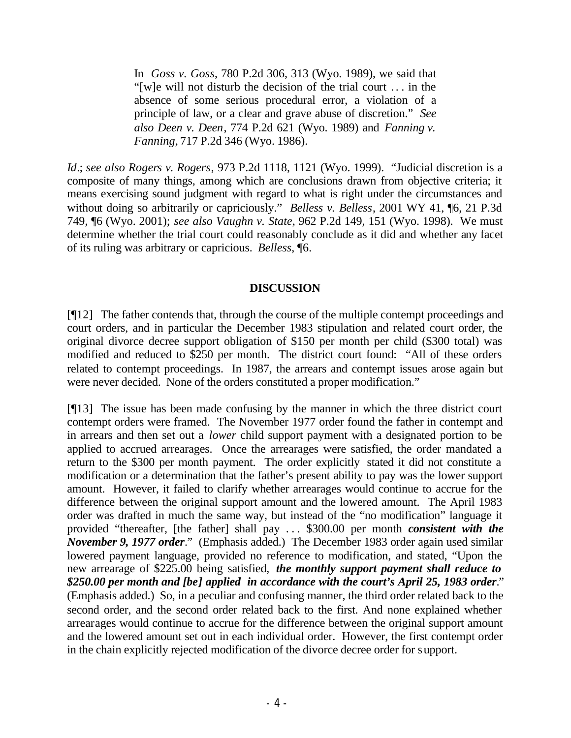> In *Goss v. Goss*, 780 P.2d 306, 313 (Wyo. 1989), we said that "[w]e will not disturb the decision of the trial court . . . in the absence of some serious procedural error, a violation of a principle of law, or a clear and grave abuse of discretion." *See also Deen v. Deen*, 774 P.2d 621 (Wyo. 1989) and *Fanning v. Fanning,* 717 P.2d 346 (Wyo. 1986).

*Id*.; *see also Rogers v. Rogers*, 973 P.2d 1118, 1121 (Wyo. 1999). "Judicial discretion is a composite of many things, among which are conclusions drawn from objective criteria; it means exercising sound judgment with regard to what is right under the circumstances and without doing so arbitrarily or capriciously." *Belless v. Belless*, 2001 WY 41, ¶6, 21 P.3d 749, ¶6 (Wyo. 2001); *see also Vaughn v. State*, 962 P.2d 149, 151 (Wyo. 1998). We must determine whether the trial court could reasonably conclude as it did and whether any facet of its ruling was arbitrary or capricious. *Belless*, ¶6.

## DISCUSSION

[¶12] The father contends that, through the course of the multiple contempt proceedings and court orders, and in particular the December 1983 stipulation and related court order, the original divorce decree support obligation of $150 per month per child ($300 total) was modified and reduced to $250 per month. The district court found: "All of these orders related to contempt proceedings. In 1987, the arrears and contempt issues arose again but were never decided. None of the orders constituted a proper modification."

[¶13] The issue has been made confusing by the manner in which the three district court contempt orders were framed. The November 1977 order found the father in contempt and in arrears and then set out a *lower* child support payment with a designated portion to be applied to accrued arrearages. Once the arrearages were satisfied, the order mandated a return to the $300 per month payment. The order explicitly stated it did not constitute a modification or a determination that the father's present ability to pay was the lower support amount. However, it failed to clarify whether arrearages would continue to accrue for the difference between the original support amount and the lowered amount. The April 1983 order was drafted in much the same way, but instead of the "no modification" language it provided "thereafter, [the father] shall pay . . . $300.00 per month ***consistent with the November 9, 1977 order***." (Emphasis added.) The December 1983 order again used similar lowered payment language, provided no reference to modification, and stated, "Upon the new arrearage of $225.00 being satisfied, ***the monthly support payment shall reduce to $250.00 per month and [be] applied in accordance with the court's April 25, 1983 order***." (Emphasis added.) So, in a peculiar and confusing manner, the third order related back to the second order, and the second order related back to the first. And none explained whether arrearages would continue to accrue for the difference between the original support amount and the lowered amount set out in each individual order. However, the first contempt order in the chain explicitly rejected modification of the divorce decree order for support.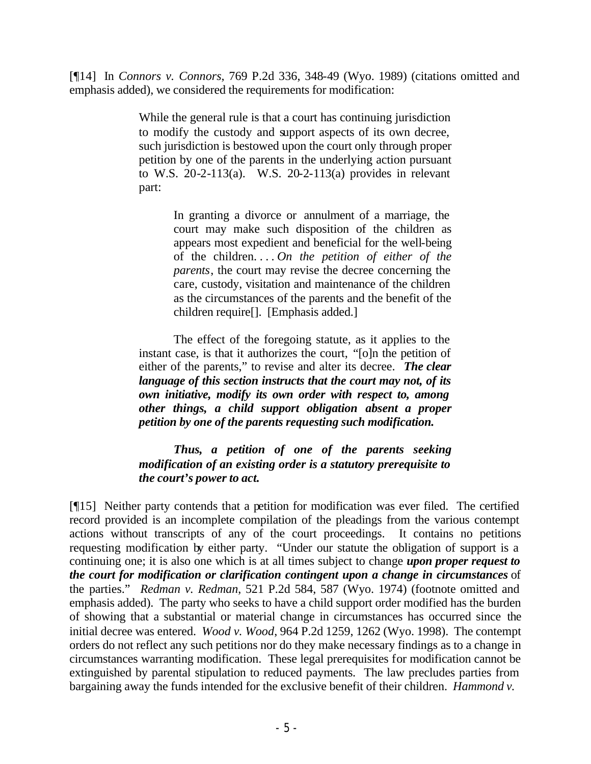[¶14] In *Connors v. Connors*, 769 P.2d 336, 348-49 (Wyo. 1989) (citations omitted and emphasis added), we considered the requirements for modification:

> While the general rule is that a court has continuing jurisdiction to modify the custody and support aspects of its own decree, such jurisdiction is bestowed upon the court only through proper petition by one of the parents in the underlying action pursuant to W.S. 20-2-113(a). W.S. 20-2-113(a) provides in relevant part:
>
>> In granting a divorce or annulment of a marriage, the court may make such disposition of the children as appears most expedient and beneficial for the well-being of the children. . . . *On the petition of either of the parents*, the court may revise the decree concerning the care, custody, visitation and maintenance of the children as the circumstances of the parents and the benefit of the children require[]. [Emphasis added.]
>
> The effect of the foregoing statute, as it applies to the instant case, is that it authorizes the court, "[o]n the petition of either of the parents," to revise and alter its decree. ***The clear language of this section instructs that the court may not, of its own initiative, modify its own order with respect to, among other things, a child support obligation absent a proper petition by one of the parents requesting such modification.***
>
> ***Thus, a petition of one of the parents seeking modification of an existing order is a statutory prerequisite to the court's power to act.***

[¶15] Neither party contends that a petition for modification was ever filed. The certified record provided is an incomplete compilation of the pleadings from the various contempt actions without transcripts of any of the court proceedings. It contains no petitions requesting modification by either party. "Under our statute the obligation of support is a continuing one; it is also one which is at all times subject to change ***upon proper request to the court for modification or clarification contingent upon a change in circumstances*** of the parties." *Redman v. Redman*, 521 P.2d 584, 587 (Wyo. 1974) (footnote omitted and emphasis added). The party who seeks to have a child support order modified has the burden of showing that a substantial or material change in circumstances has occurred since the initial decree was entered. *Wood v. Wood*, 964 P.2d 1259, 1262 (Wyo. 1998). The contempt orders do not reflect any such petitions nor do they make necessary findings as to a change in circumstances warranting modification. These legal prerequisites for modification cannot be extinguished by parental stipulation to reduced payments. The law precludes parties from bargaining away the funds intended for the exclusive benefit of their children. *Hammond v.*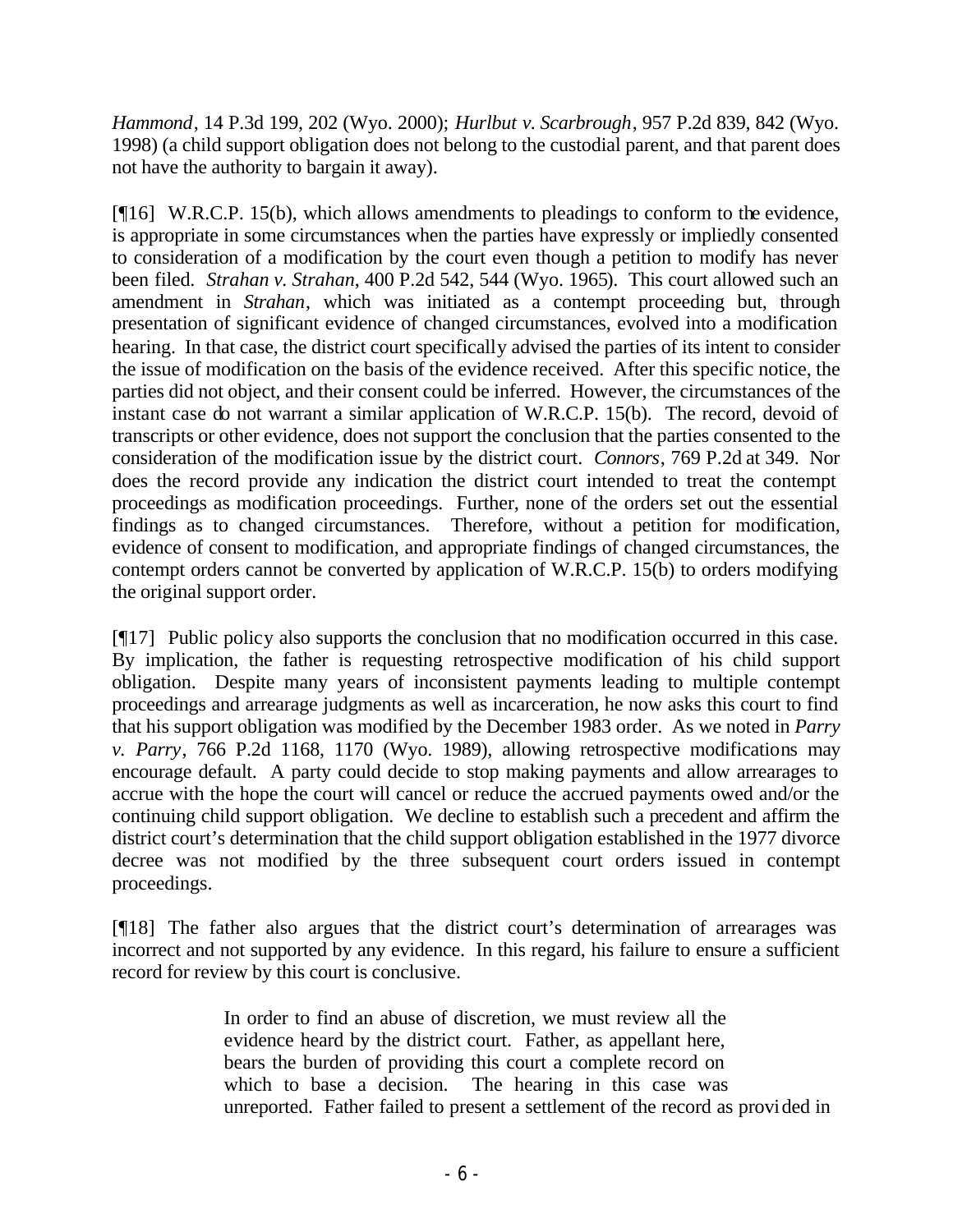*Hammond*, 14 P.3d 199, 202 (Wyo. 2000); *Hurlbut v. Scarbrough*, 957 P.2d 839, 842 (Wyo. 1998) (a child support obligation does not belong to the custodial parent, and that parent does not have the authority to bargain it away).

[¶16] W.R.C.P. 15(b), which allows amendments to pleadings to conform to the evidence, is appropriate in some circumstances when the parties have expressly or impliedly consented to consideration of a modification by the court even though a petition to modify has never been filed. *Strahan v. Strahan*, 400 P.2d 542, 544 (Wyo. 1965). This court allowed such an amendment in *Strahan*, which was initiated as a contempt proceeding but, through presentation of significant evidence of changed circumstances, evolved into a modification hearing. In that case, the district court specifically advised the parties of its intent to consider the issue of modification on the basis of the evidence received. After this specific notice, the parties did not object, and their consent could be inferred. However, the circumstances of the instant case do not warrant a similar application of W.R.C.P. 15(b). The record, devoid of transcripts or other evidence, does not support the conclusion that the parties consented to the consideration of the modification issue by the district court. *Connors*, 769 P.2d at 349. Nor does the record provide any indication the district court intended to treat the contempt proceedings as modification proceedings. Further, none of the orders set out the essential findings as to changed circumstances. Therefore, without a petition for modification, evidence of consent to modification, and appropriate findings of changed circumstances, the contempt orders cannot be converted by application of W.R.C.P. 15(b) to orders modifying the original support order.

[¶17] Public policy also supports the conclusion that no modification occurred in this case. By implication, the father is requesting retrospective modification of his child support obligation. Despite many years of inconsistent payments leading to multiple contempt proceedings and arrearage judgments as well as incarceration, he now asks this court to find that his support obligation was modified by the December 1983 order. As we noted in *Parry v. Parry*, 766 P.2d 1168, 1170 (Wyo. 1989), allowing retrospective modifications may encourage default. A party could decide to stop making payments and allow arrearages to accrue with the hope the court will cancel or reduce the accrued payments owed and/or the continuing child support obligation. We decline to establish such a precedent and affirm the district court's determination that the child support obligation established in the 1977 divorce decree was not modified by the three subsequent court orders issued in contempt proceedings.

[¶18] The father also argues that the district court's determination of arrearages was incorrect and not supported by any evidence. In this regard, his failure to ensure a sufficient record for review by this court is conclusive.

> In order to find an abuse of discretion, we must review all the evidence heard by the district court. Father, as appellant here, bears the burden of providing this court a complete record on which to base a decision. The hearing in this case was unreported. Father failed to present a settlement of the record as provided in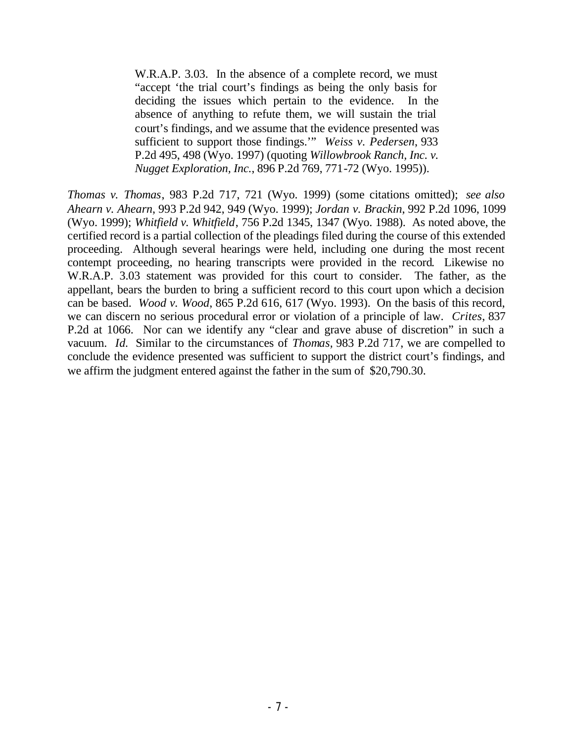> W.R.A.P. 3.03. In the absence of a complete record, we must "accept 'the trial court's findings as being the only basis for deciding the issues which pertain to the evidence. In the absence of anything to refute them, we will sustain the trial court's findings, and we assume that the evidence presented was sufficient to support those findings.'" *Weiss v. Pedersen*, 933 P.2d 495, 498 (Wyo. 1997) (quoting *Willowbrook Ranch, Inc. v. Nugget Exploration, Inc.*, 896 P.2d 769, 771-72 (Wyo. 1995)).

*Thomas v. Thomas*, 983 P.2d 717, 721 (Wyo. 1999) (some citations omitted); *see also Ahearn v. Ahearn*, 993 P.2d 942, 949 (Wyo. 1999); *Jordan v. Brackin*, 992 P.2d 1096, 1099 (Wyo. 1999); *Whitfield v. Whitfield*, 756 P.2d 1345, 1347 (Wyo. 1988). As noted above, the certified record is a partial collection of the pleadings filed during the course of this extended proceeding. Although several hearings were held, including one during the most recent contempt proceeding, no hearing transcripts were provided in the record. Likewise no W.R.A.P. 3.03 statement was provided for this court to consider. The father, as the appellant, bears the burden to bring a sufficient record to this court upon which a decision can be based. *Wood v. Wood*, 865 P.2d 616, 617 (Wyo. 1993). On the basis of this record, we can discern no serious procedural error or violation of a principle of law. *Crites*, 837 P.2d at 1066. Nor can we identify any "clear and grave abuse of discretion" in such a vacuum. *Id.* Similar to the circumstances of *Thomas*, 983 P.2d 717, we are compelled to conclude the evidence presented was sufficient to support the district court's findings, and we affirm the judgment entered against the father in the sum of $20,790.30.